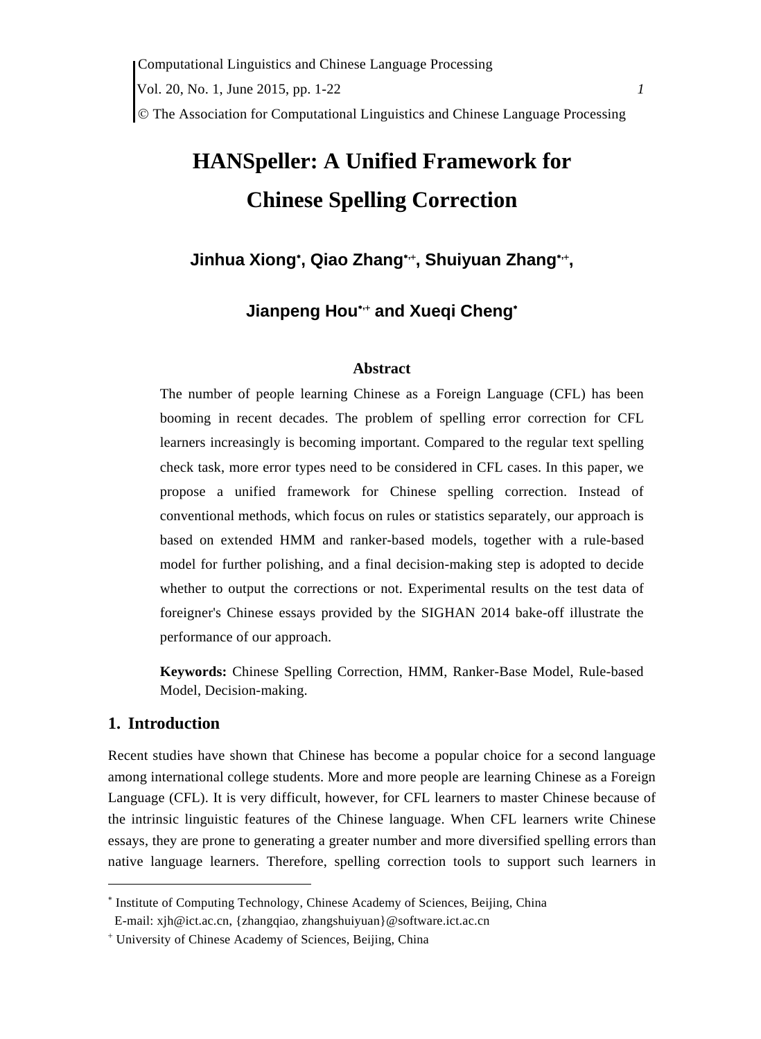# HANSpeller: A Unified Framework for Chinese Spelling Correction

**Jinhua Xiong[∗], Qiao Zhang[∗,+], Shuiyuan Zhang[∗,+], Jianpeng Hou[∗,+] and Xueqi Cheng[∗]**

### Abstract

The number of people learning Chinese as a Foreign Language (CFL) has been booming in recent decades. The problem of spelling error correction for CFL learners increasingly is becoming important. Compared to the regular text spelling check task, more error types need to be considered in CFL cases. In this paper, we propose a unified framework for Chinese spelling correction. Instead of conventional methods, which focus on rules or statistics separately, our approach is based on extended HMM and ranker-based models, together with a rule-based model for further polishing, and a final decision-making step is adopted to decide whether to output the corrections or not. Experimental results on the test data of foreigner's Chinese essays provided by the SIGHAN 2014 bake-off illustrate the performance of our approach.

**Keywords:** Chinese Spelling Correction, HMM, Ranker-Base Model, Rule-based Model, Decision-making.

## 1. Introduction

Recent studies have shown that Chinese has become a popular choice for a second language among international college students. More and more people are learning Chinese as a Foreign Language (CFL). It is very difficult, however, for CFL learners to master Chinese because of the intrinsic linguistic features of the Chinese language. When CFL learners write Chinese essays, they are prone to generating a greater number and more diversified spelling errors than native language learners. Therefore, spelling correction tools to support such learners in

---

[∗] Institute of Computing Technology, Chinese Academy of Sciences, Beijing, China
E-mail: xjh@ict.ac.cn, {zhangqiao, zhangshuiyuan}@software.ict.ac.cn

[+] University of Chinese Academy of Sciences, Beijing, China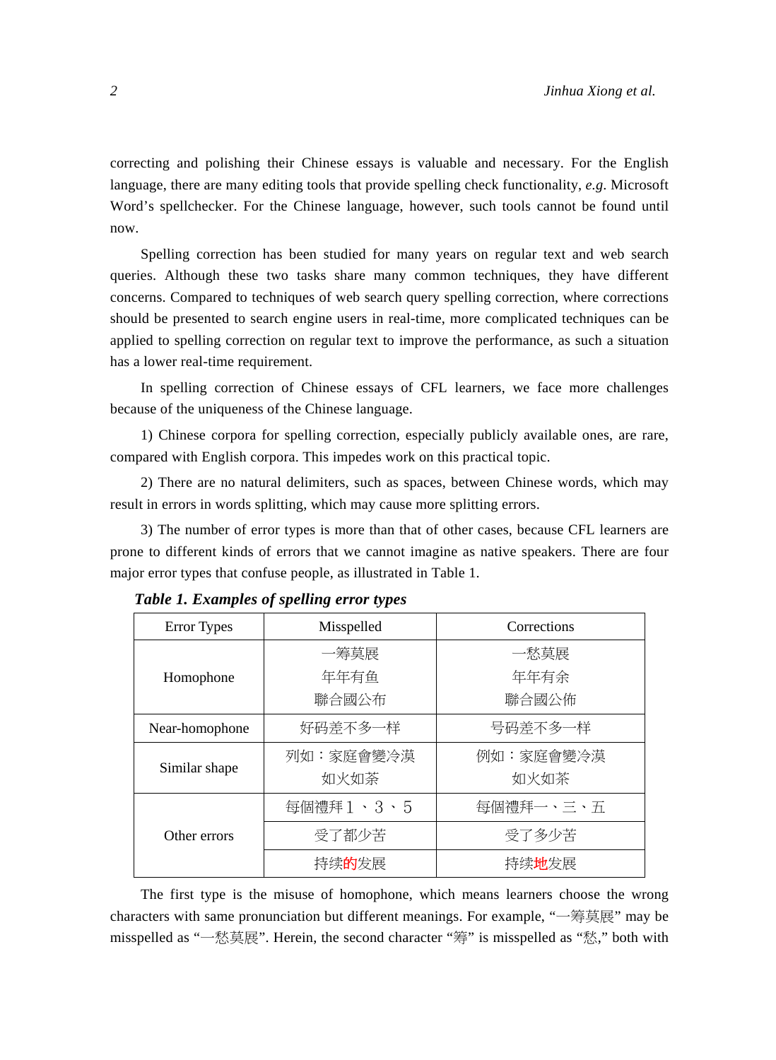correcting and polishing their Chinese essays is valuable and necessary. For the English language, there are many editing tools that provide spelling check functionality, *e.g*. Microsoft Word's spellchecker. For the Chinese language, however, such tools cannot be found until now.

Spelling correction has been studied for many years on regular text and web search queries. Although these two tasks share many common techniques, they have different concerns. Compared to techniques of web search query spelling correction, where corrections should be presented to search engine users in real-time, more complicated techniques can be applied to spelling correction on regular text to improve the performance, as such a situation has a lower real-time requirement.

In spelling correction of Chinese essays of CFL learners, we face more challenges because of the uniqueness of the Chinese language.

1) Chinese corpora for spelling correction, especially publicly available ones, are rare, compared with English corpora. This impedes work on this practical topic.

2) There are no natural delimiters, such as spaces, between Chinese words, which may result in errors in words splitting, which may cause more splitting errors.

3) The number of error types is more than that of other cases, because CFL learners are prone to different kinds of errors that we cannot imagine as native speakers. There are four major error types that confuse people, as illustrated in Table 1.

***Table 1. Examples of spelling error types***

| Error Types | Misspelled | Corrections |
|---|---|---|
| Homophone | 一筹莫展<br>年年有鱼<br>聯合國公布 | 一愁莫展<br>年年有余<br>聯合國公佈 |
| Near-homophone | 好码差不多一样 | 号码差不多一样 |
| Similar shape | 列如：家庭會變冷漠<br>如火如茶 | 例如：家庭會變冷漠<br>如火如荼 |
| Other errors | 每個禮拜１、３、５ | 每個禮拜一、三、五 |
| | 受了都少苦 | 受了多少苦 |
| | 持续**的**发展 | 持续**地**发展 |

The first type is the misuse of homophone, which means learners choose the wrong characters with same pronunciation but different meanings. For example, "一筹莫展" may be misspelled as "一愁莫展". Herein, the second character "筹" is misspelled as "愁," both with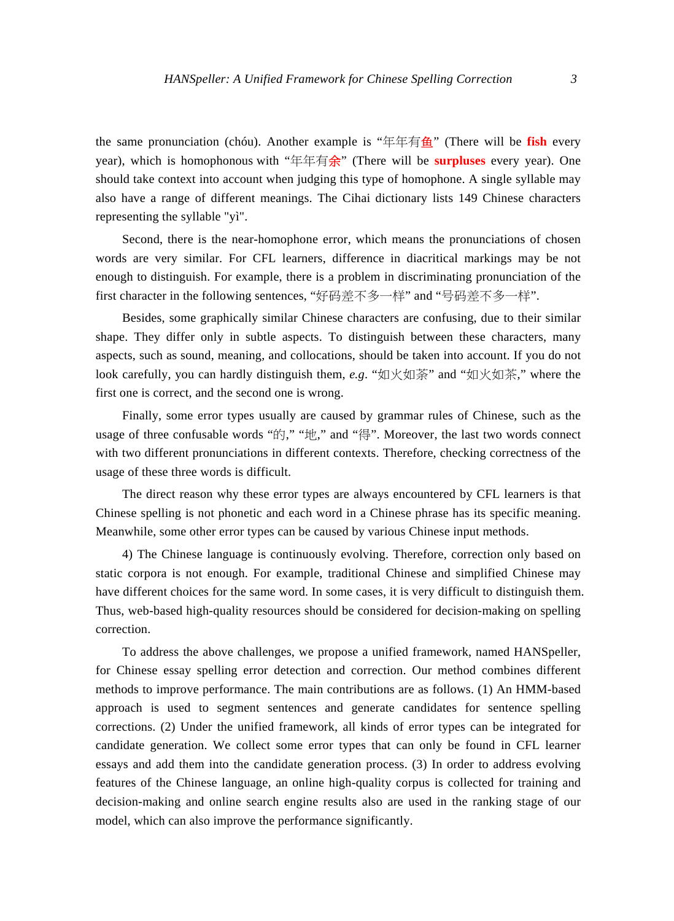the same pronunciation (chóu). Another example is "年年有鱼" (There will be **fish** every year), which is homophonous with "年年有余" (There will be **surpluses** every year). One should take context into account when judging this type of homophone. A single syllable may also have a range of different meanings. The Cihai dictionary lists 149 Chinese characters representing the syllable "yì".

Second, there is the near-homophone error, which means the pronunciations of chosen words are very similar. For CFL learners, difference in diacritical markings may be not enough to distinguish. For example, there is a problem in discriminating pronunciation of the first character in the following sentences, "好码差不多一样" and "号码差不多一样".

Besides, some graphically similar Chinese characters are confusing, due to their similar shape. They differ only in subtle aspects. To distinguish between these characters, many aspects, such as sound, meaning, and collocations, should be taken into account. If you do not look carefully, you can hardly distinguish them, *e.g*. "如火如荼" and "如火如茶," where the first one is correct, and the second one is wrong.

Finally, some error types usually are caused by grammar rules of Chinese, such as the usage of three confusable words "的," "地," and "得". Moreover, the last two words connect with two different pronunciations in different contexts. Therefore, checking correctness of the usage of these three words is difficult.

The direct reason why these error types are always encountered by CFL learners is that Chinese spelling is not phonetic and each word in a Chinese phrase has its specific meaning. Meanwhile, some other error types can be caused by various Chinese input methods.

4) The Chinese language is continuously evolving. Therefore, correction only based on static corpora is not enough. For example, traditional Chinese and simplified Chinese may have different choices for the same word. In some cases, it is very difficult to distinguish them. Thus, web-based high-quality resources should be considered for decision-making on spelling correction.

To address the above challenges, we propose a unified framework, named HANSpeller, for Chinese essay spelling error detection and correction. Our method combines different methods to improve performance. The main contributions are as follows. (1) An HMM-based approach is used to segment sentences and generate candidates for sentence spelling corrections. (2) Under the unified framework, all kinds of error types can be integrated for candidate generation. We collect some error types that can only be found in CFL learner essays and add them into the candidate generation process. (3) In order to address evolving features of the Chinese language, an online high-quality corpus is collected for training and decision-making and online search engine results also are used in the ranking stage of our model, which can also improve the performance significantly.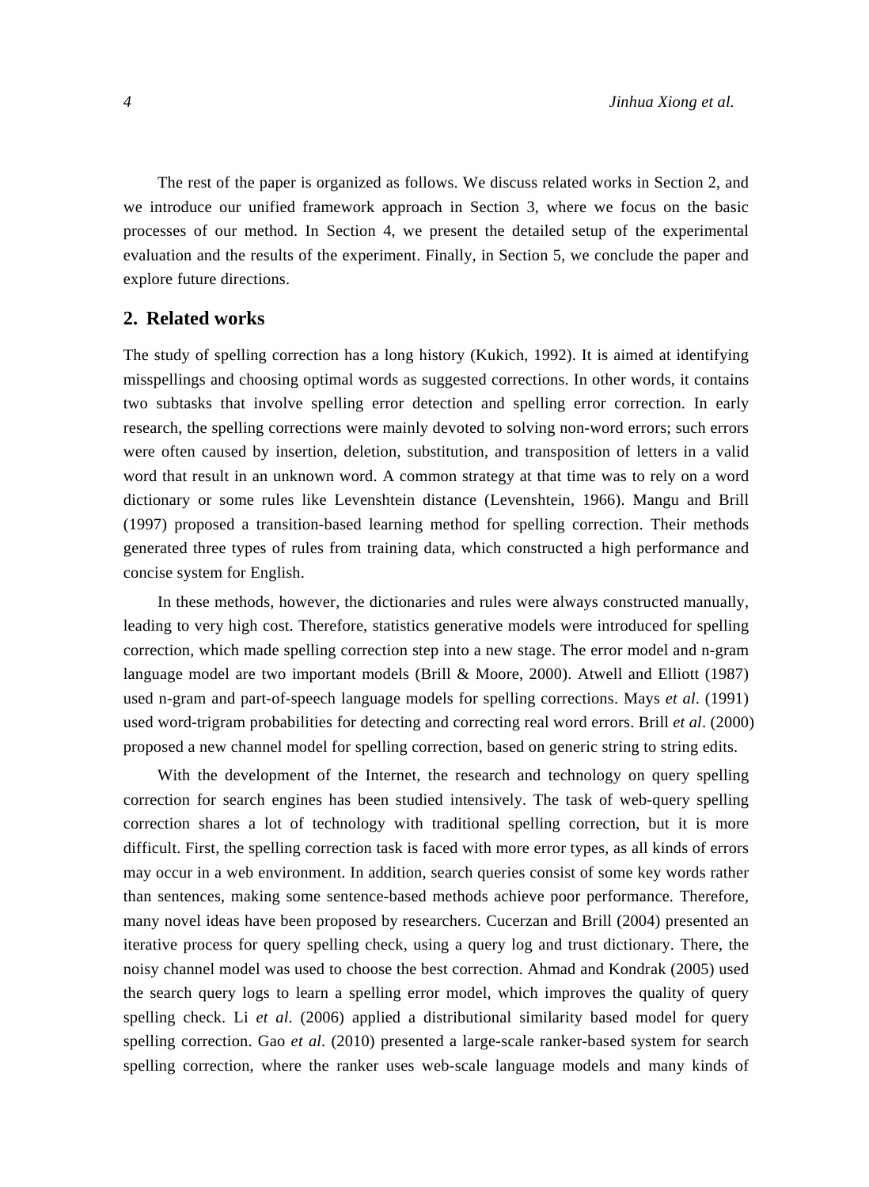The rest of the paper is organized as follows. We discuss related works in Section 2, and we introduce our unified framework approach in Section 3, where we focus on the basic processes of our method. In Section 4, we present the detailed setup of the experimental evaluation and the results of the experiment. Finally, in Section 5, we conclude the paper and explore future directions.

## 2. Related works

The study of spelling correction has a long history (Kukich, 1992). It is aimed at identifying misspellings and choosing optimal words as suggested corrections. In other words, it contains two subtasks that involve spelling error detection and spelling error correction. In early research, the spelling corrections were mainly devoted to solving non-word errors; such errors were often caused by insertion, deletion, substitution, and transposition of letters in a valid word that result in an unknown word. A common strategy at that time was to rely on a word dictionary or some rules like Levenshtein distance (Levenshtein, 1966). Mangu and Brill (1997) proposed a transition-based learning method for spelling correction. Their methods generated three types of rules from training data, which constructed a high performance and concise system for English.

In these methods, however, the dictionaries and rules were always constructed manually, leading to very high cost. Therefore, statistics generative models were introduced for spelling correction, which made spelling correction step into a new stage. The error model and n-gram language model are two important models (Brill & Moore, 2000). Atwell and Elliott (1987) used n-gram and part-of-speech language models for spelling corrections. Mays *et al*. (1991) used word-trigram probabilities for detecting and correcting real word errors. Brill *et al*. (2000) proposed a new channel model for spelling correction, based on generic string to string edits.

With the development of the Internet, the research and technology on query spelling correction for search engines has been studied intensively. The task of web-query spelling correction shares a lot of technology with traditional spelling correction, but it is more difficult. First, the spelling correction task is faced with more error types, as all kinds of errors may occur in a web environment. In addition, search queries consist of some key words rather than sentences, making some sentence-based methods achieve poor performance. Therefore, many novel ideas have been proposed by researchers. Cucerzan and Brill (2004) presented an iterative process for query spelling check, using a query log and trust dictionary. There, the noisy channel model was used to choose the best correction. Ahmad and Kondrak (2005) used the search query logs to learn a spelling error model, which improves the quality of query spelling check. Li *et al*. (2006) applied a distributional similarity based model for query spelling correction. Gao *et al*. (2010) presented a large-scale ranker-based system for search spelling correction, where the ranker uses web-scale language models and many kinds of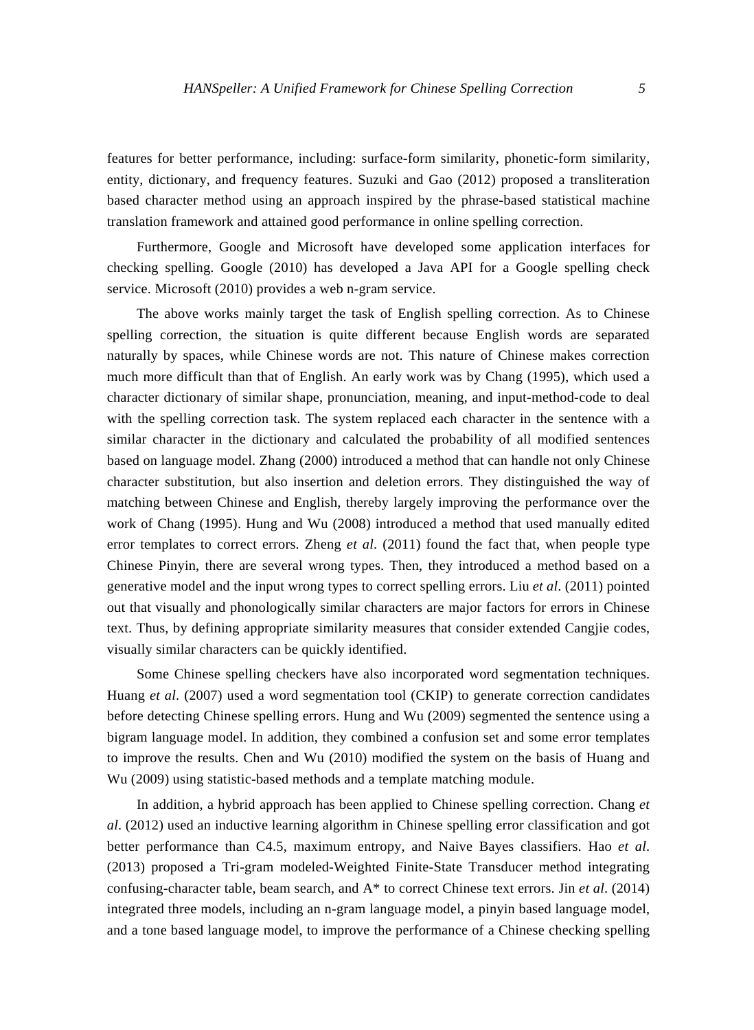features for better performance, including: surface-form similarity, phonetic-form similarity, entity, dictionary, and frequency features. Suzuki and Gao (2012) proposed a transliteration based character method using an approach inspired by the phrase-based statistical machine translation framework and attained good performance in online spelling correction.

Furthermore, Google and Microsoft have developed some application interfaces for checking spelling. Google (2010) has developed a Java API for a Google spelling check service. Microsoft (2010) provides a web n-gram service.

The above works mainly target the task of English spelling correction. As to Chinese spelling correction, the situation is quite different because English words are separated naturally by spaces, while Chinese words are not. This nature of Chinese makes correction much more difficult than that of English. An early work was by Chang (1995), which used a character dictionary of similar shape, pronunciation, meaning, and input-method-code to deal with the spelling correction task. The system replaced each character in the sentence with a similar character in the dictionary and calculated the probability of all modified sentences based on language model. Zhang (2000) introduced a method that can handle not only Chinese character substitution, but also insertion and deletion errors. They distinguished the way of matching between Chinese and English, thereby largely improving the performance over the work of Chang (1995). Hung and Wu (2008) introduced a method that used manually edited error templates to correct errors. Zheng *et al*. (2011) found the fact that, when people type Chinese Pinyin, there are several wrong types. Then, they introduced a method based on a generative model and the input wrong types to correct spelling errors. Liu *et al*. (2011) pointed out that visually and phonologically similar characters are major factors for errors in Chinese text. Thus, by defining appropriate similarity measures that consider extended Cangjie codes, visually similar characters can be quickly identified.

Some Chinese spelling checkers have also incorporated word segmentation techniques. Huang *et al*. (2007) used a word segmentation tool (CKIP) to generate correction candidates before detecting Chinese spelling errors. Hung and Wu (2009) segmented the sentence using a bigram language model. In addition, they combined a confusion set and some error templates to improve the results. Chen and Wu (2010) modified the system on the basis of Huang and Wu (2009) using statistic-based methods and a template matching module.

In addition, a hybrid approach has been applied to Chinese spelling correction. Chang *et al*. (2012) used an inductive learning algorithm in Chinese spelling error classification and got better performance than C4.5, maximum entropy, and Naive Bayes classifiers. Hao *et al*. (2013) proposed a Tri-gram modeled-Weighted Finite-State Transducer method integrating confusing-character table, beam search, and A* to correct Chinese text errors. Jin *et al*. (2014) integrated three models, including an n-gram language model, a pinyin based language model, and a tone based language model, to improve the performance of a Chinese checking spelling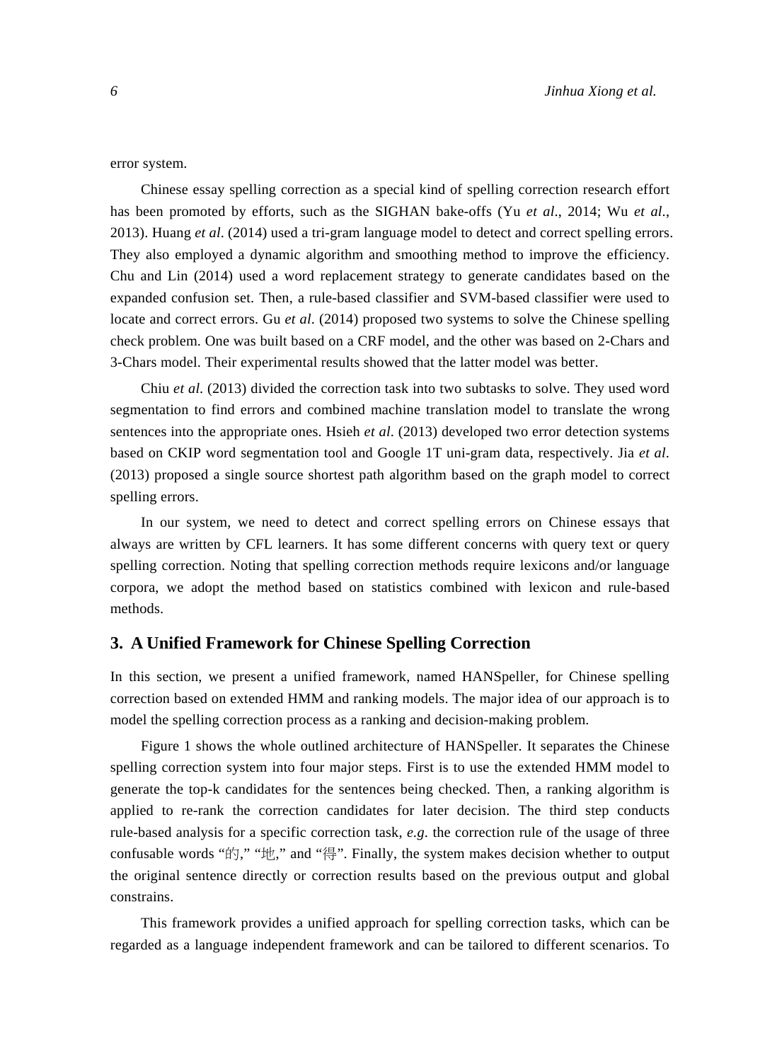error system.

Chinese essay spelling correction as a special kind of spelling correction research effort has been promoted by efforts, such as the SIGHAN bake-offs (Yu *et al*., 2014; Wu *et al*., 2013). Huang *et al*. (2014) used a tri-gram language model to detect and correct spelling errors. They also employed a dynamic algorithm and smoothing method to improve the efficiency. Chu and Lin (2014) used a word replacement strategy to generate candidates based on the expanded confusion set. Then, a rule-based classifier and SVM-based classifier were used to locate and correct errors. Gu *et al*. (2014) proposed two systems to solve the Chinese spelling check problem. One was built based on a CRF model, and the other was based on 2-Chars and 3-Chars model. Their experimental results showed that the latter model was better.

Chiu *et al.* (2013) divided the correction task into two subtasks to solve. They used word segmentation to find errors and combined machine translation model to translate the wrong sentences into the appropriate ones. Hsieh *et al*. (2013) developed two error detection systems based on CKIP word segmentation tool and Google 1T uni-gram data, respectively. Jia *et al*. (2013) proposed a single source shortest path algorithm based on the graph model to correct spelling errors.

In our system, we need to detect and correct spelling errors on Chinese essays that always are written by CFL learners. It has some different concerns with query text or query spelling correction. Noting that spelling correction methods require lexicons and/or language corpora, we adopt the method based on statistics combined with lexicon and rule-based methods.

## 3. A Unified Framework for Chinese Spelling Correction

In this section, we present a unified framework, named HANSpeller, for Chinese spelling correction based on extended HMM and ranking models. The major idea of our approach is to model the spelling correction process as a ranking and decision-making problem.

Figure 1 shows the whole outlined architecture of HANSpeller. It separates the Chinese spelling correction system into four major steps. First is to use the extended HMM model to generate the top-k candidates for the sentences being checked. Then, a ranking algorithm is applied to re-rank the correction candidates for later decision. The third step conducts rule-based analysis for a specific correction task, *e.g.* the correction rule of the usage of three confusable words "的," "地," and "得". Finally, the system makes decision whether to output the original sentence directly or correction results based on the previous output and global constrains.

This framework provides a unified approach for spelling correction tasks, which can be regarded as a language independent framework and can be tailored to different scenarios. To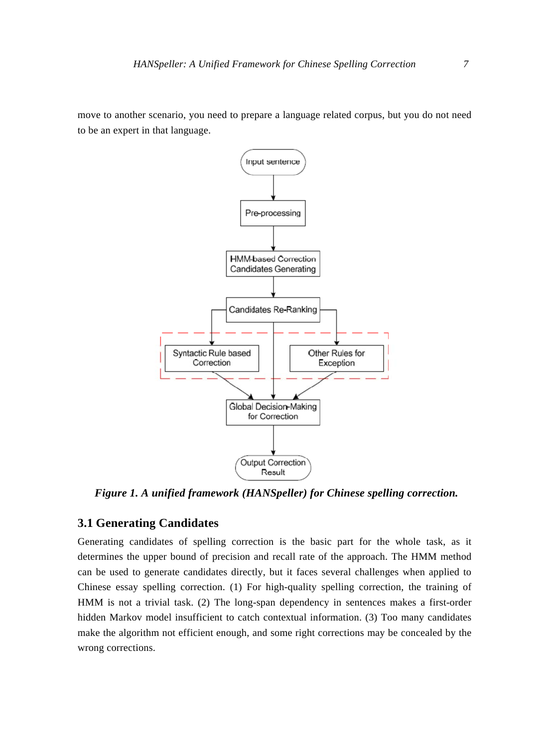move to another scenario, you need to prepare a language related corpus, but you do not need to be an expert in that language.

***Figure 1. A unified framework (HANSpeller) for Chinese spelling correction.***

### 3.1 Generating Candidates

Generating candidates of spelling correction is the basic part for the whole task, as it determines the upper bound of precision and recall rate of the approach. The HMM method can be used to generate candidates directly, but it faces several challenges when applied to Chinese essay spelling correction. (1) For high-quality spelling correction, the training of HMM is not a trivial task. (2) The long-span dependency in sentences makes a first-order hidden Markov model insufficient to catch contextual information. (3) Too many candidates make the algorithm not efficient enough, and some right corrections may be concealed by the wrong corrections.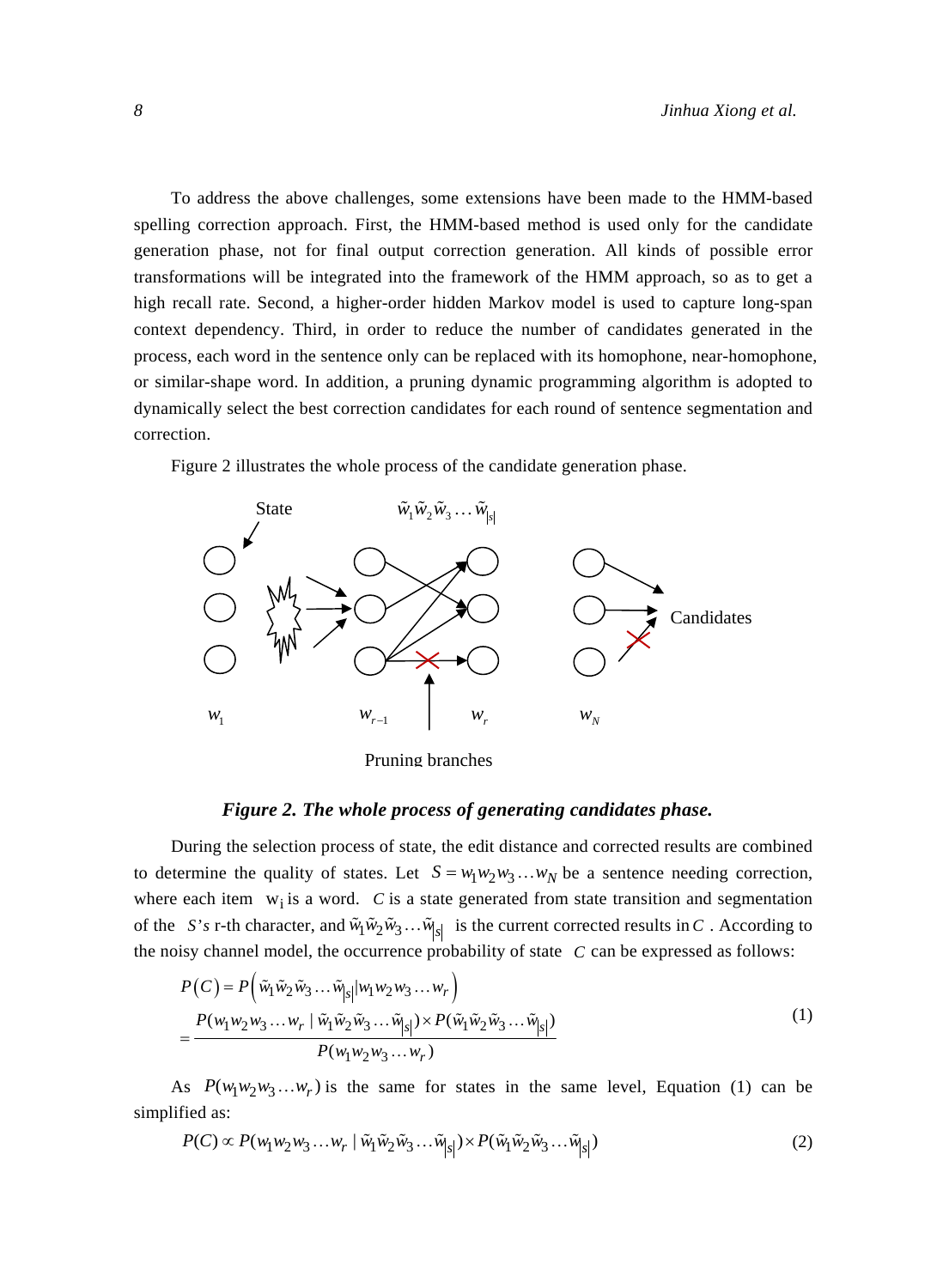To address the above challenges, some extensions have been made to the HMM-based spelling correction approach. First, the HMM-based method is used only for the candidate generation phase, not for final output correction generation. All kinds of possible error transformations will be integrated into the framework of the HMM approach, so as to get a high recall rate. Second, a higher-order hidden Markov model is used to capture long-span context dependency. Third, in order to reduce the number of candidates generated in the process, each word in the sentence only can be replaced with its homophone, near-homophone, or similar-shape word. In addition, a pruning dynamic programming algorithm is adopted to dynamically select the best correction candidates for each round of sentence segmentation and correction.

Figure 2 illustrates the whole process of the candidate generation phase.

***Figure 2. The whole process of generating candidates phase.***

During the selection process of state, the edit distance and corrected results are combined to determine the quality of states. Let $S = w_1 w_2 w_3 \ldots w_N$ be a sentence needing correction, where each item $w_i$ is a word. $C$ is a state generated from state transition and segmentation of the $S$'s r-th character, and $\tilde{w}_1 \tilde{w}_2 \tilde{w}_3 \ldots \tilde{w}_{|s|}$ is the current corrected results in $C$. According to the noisy channel model, the occurrence probability of state $C$ can be expressed as follows:

$$
\begin{aligned}
P(C) &= P\left(\tilde{w}_1 \tilde{w}_2 \tilde{w}_3 \ldots \tilde{w}_{|s|} | w_1 w_2 w_3 \ldots w_r\right) \\
&= \frac{P(w_1 w_2 w_3 \ldots w_r \mid \tilde{w}_1 \tilde{w}_2 \tilde{w}_3 \ldots \tilde{w}_{|s|}) \times P(\tilde{w}_1 \tilde{w}_2 \tilde{w}_3 \ldots \tilde{w}_{|s|})}{P(w_1 w_2 w_3 \ldots w_r)}
\end{aligned}
\tag{1}
$$

As $P(w_1 w_2 w_3 \ldots w_r)$ is the same for states in the same level, Equation (1) can be simplified as:

$$
P(C) \propto P(w_1 w_2 w_3 \ldots w_r \mid \tilde{w}_1 \tilde{w}_2 \tilde{w}_3 \ldots \tilde{w}_{|s|}) \times P(\tilde{w}_1 \tilde{w}_2 \tilde{w}_3 \ldots \tilde{w}_{|s|}) \tag{2}
$$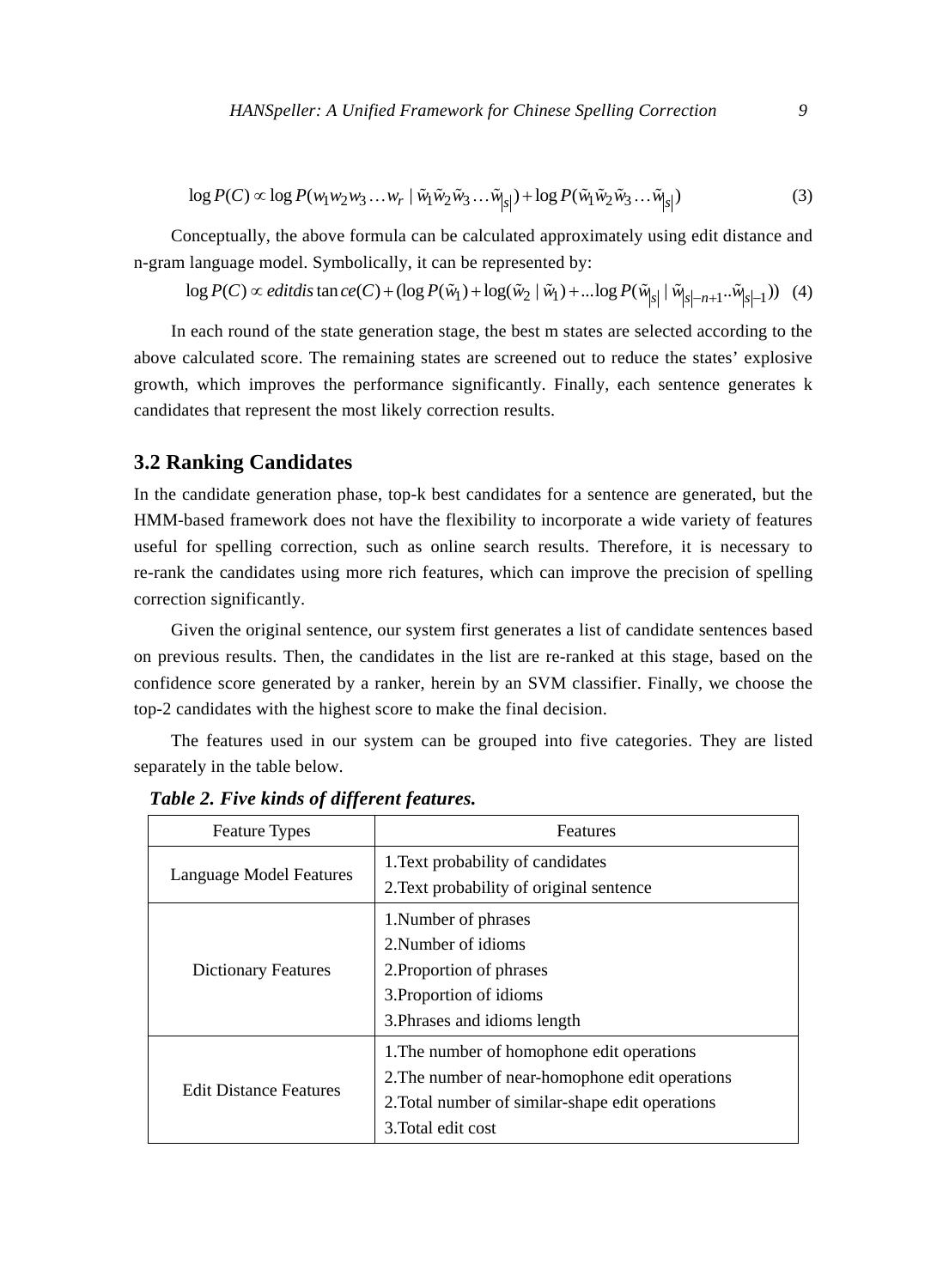$$\log P(C) \propto \log P(w_1 w_2 w_3 \ldots w_r \mid \tilde{w}_1 \tilde{w}_2 \tilde{w}_3 \ldots \tilde{w}_{|s|}) + \log P(\tilde{w}_1 \tilde{w}_2 \tilde{w}_3 \ldots \tilde{w}_{|s|}) \quad (3)$$

Conceptually, the above formula can be calculated approximately using edit distance and n-gram language model. Symbolically, it can be represented by:

$$\log P(C) \propto editdistance(C) + (\log P(\tilde{w}_1) + \log(\tilde{w}_2 \mid \tilde{w}_1) + \ldots \log P(\tilde{w}_{|s|} \mid \tilde{w}_{|s|-n+1} .. \tilde{w}_{|s|-1})) \quad (4)$$

In each round of the state generation stage, the best m states are selected according to the above calculated score. The remaining states are screened out to reduce the states' explosive growth, which improves the performance significantly. Finally, each sentence generates k candidates that represent the most likely correction results.

## 3.2 Ranking Candidates

In the candidate generation phase, top-k best candidates for a sentence are generated, but the HMM-based framework does not have the flexibility to incorporate a wide variety of features useful for spelling correction, such as online search results. Therefore, it is necessary to re-rank the candidates using more rich features, which can improve the precision of spelling correction significantly.

Given the original sentence, our system first generates a list of candidate sentences based on previous results. Then, the candidates in the list are re-ranked at this stage, based on the confidence score generated by a ranker, herein by an SVM classifier. Finally, we choose the top-2 candidates with the highest score to make the final decision.

The features used in our system can be grouped into five categories. They are listed separately in the table below.

***Table 2. Five kinds of different features.***

| Feature Types | Features |
|---|---|
| Language Model Features | 1.Text probability of candidates<br>2.Text probability of original sentence |
| Dictionary Features | 1.Number of phrases<br>2.Number of idioms<br>2.Proportion of phrases<br>3.Proportion of idioms<br>3.Phrases and idioms length |
| Edit Distance Features | 1.The number of homophone edit operations<br>2.The number of near-homophone edit operations<br>2.Total number of similar-shape edit operations<br>3.Total edit cost |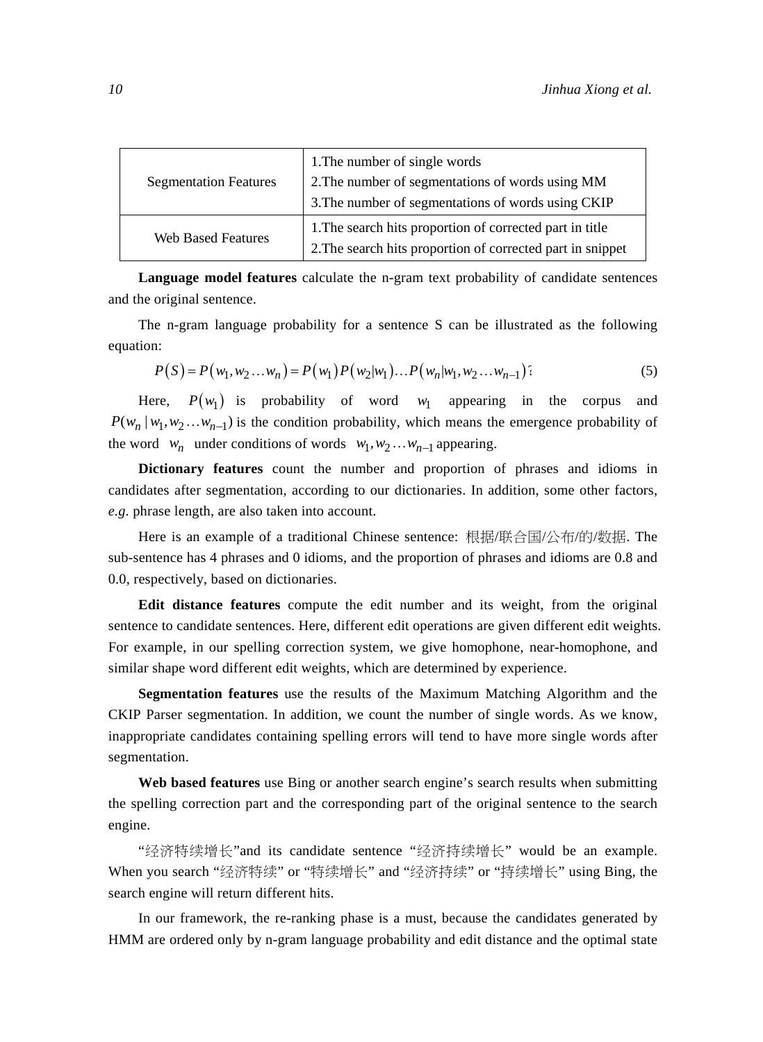| Segmentation Features | 1.The number of single words<br>2.The number of segmentations of words using MM<br>3.The number of segmentations of words using CKIP |
| --- | --- |
| Web Based Features | 1.The search hits proportion of corrected part in title<br>2.The search hits proportion of corrected part in snippet |

**Language model features** calculate the n-gram text probability of candidate sentences and the original sentence.

The n-gram language probability for a sentence S can be illustrated as the following equation:

$$P(S) = P(w_1, w_2 \ldots w_n) = P(w_1)P(w_2|w_1)\ldots P(w_n|w_1, w_2 \ldots w_{n-1}) \quad (5)$$

Here, $P(w_1)$ is probability of word $w_1$ appearing in the corpus and $P(w_n | w_1, w_2 \ldots w_{n-1})$ is the condition probability, which means the emergence probability of the word $w_n$ under conditions of words $w_1, w_2 \ldots w_{n-1}$ appearing.

**Dictionary features** count the number and proportion of phrases and idioms in candidates after segmentation, according to our dictionaries. In addition, some other factors, *e.g*. phrase length, are also taken into account.

Here is an example of a traditional Chinese sentence: 根据/联合国/公布/的/数据. The sub-sentence has 4 phrases and 0 idioms, and the proportion of phrases and idioms are 0.8 and 0.0, respectively, based on dictionaries.

**Edit distance features** compute the edit number and its weight, from the original sentence to candidate sentences. Here, different edit operations are given different edit weights. For example, in our spelling correction system, we give homophone, near-homophone, and similar shape word different edit weights, which are determined by experience.

**Segmentation features** use the results of the Maximum Matching Algorithm and the CKIP Parser segmentation. In addition, we count the number of single words. As we know, inappropriate candidates containing spelling errors will tend to have more single words after segmentation.

**Web based features** use Bing or another search engine's search results when submitting the spelling correction part and the corresponding part of the original sentence to the search engine.

"经济特续增长"and its candidate sentence "经济持续增长" would be an example. When you search "经济特续" or "特续增长" and "经济持续" or "持续增长" using Bing, the search engine will return different hits.

In our framework, the re-ranking phase is a must, because the candidates generated by HMM are ordered only by n-gram language probability and edit distance and the optimal state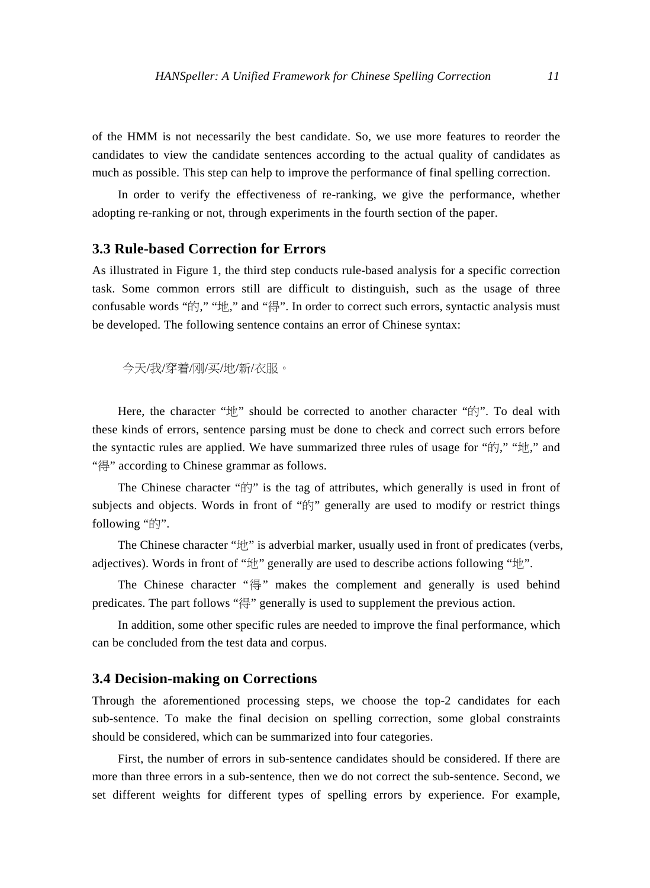of the HMM is not necessarily the best candidate. So, we use more features to reorder the candidates to view the candidate sentences according to the actual quality of candidates as much as possible. This step can help to improve the performance of final spelling correction.

In order to verify the effectiveness of re-ranking, we give the performance, whether adopting re-ranking or not, through experiments in the fourth section of the paper.

### 3.3 Rule-based Correction for Errors

As illustrated in Figure 1, the third step conducts rule-based analysis for a specific correction task. Some common errors still are difficult to distinguish, such as the usage of three confusable words "的," "地," and "得". In order to correct such errors, syntactic analysis must be developed. The following sentence contains an error of Chinese syntax:

今天/我/穿着/刚/买/地/新/衣服。

Here, the character "地" should be corrected to another character "的". To deal with these kinds of errors, sentence parsing must be done to check and correct such errors before the syntactic rules are applied. We have summarized three rules of usage for "的," "地," and "得" according to Chinese grammar as follows.

The Chinese character "的" is the tag of attributes, which generally is used in front of subjects and objects. Words in front of "的" generally are used to modify or restrict things following "的".

The Chinese character "地" is adverbial marker, usually used in front of predicates (verbs, adjectives). Words in front of "地" generally are used to describe actions following "地".

The Chinese character "得" makes the complement and generally is used behind predicates. The part follows "得" generally is used to supplement the previous action.

In addition, some other specific rules are needed to improve the final performance, which can be concluded from the test data and corpus.

### 3.4 Decision-making on Corrections

Through the aforementioned processing steps, we choose the top-2 candidates for each sub-sentence. To make the final decision on spelling correction, some global constraints should be considered, which can be summarized into four categories.

First, the number of errors in sub-sentence candidates should be considered. If there are more than three errors in a sub-sentence, then we do not correct the sub-sentence. Second, we set different weights for different types of spelling errors by experience. For example,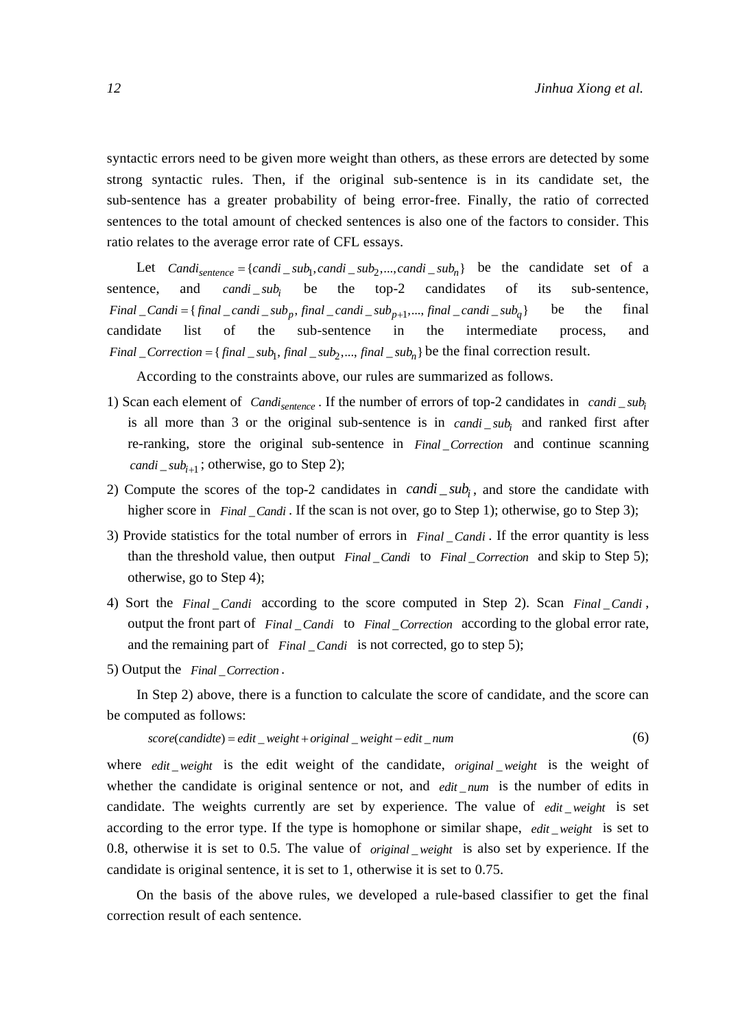syntactic errors need to be given more weight than others, as these errors are detected by some strong syntactic rules. Then, if the original sub-sentence is in its candidate set, the sub-sentence has a greater probability of being error-free. Finally, the ratio of corrected sentences to the total amount of checked sentences is also one of the factors to consider. This ratio relates to the average error rate of CFL essays.

Let $Candi_{sentence} = \{candi\_sub_1, candi\_sub_2, ..., candi\_sub_n\}$ be the candidate set of a sentence, and $candi\_sub_i$ be the top-2 candidates of its sub-sentence, $Final\_Candi = \{final\_candi\_sub_p, final\_candi\_sub_{p+1}, ..., final\_candi\_sub_q\}$ be the final candidate list of the sub-sentence in the intermediate process, and $Final\_Correction = \{final\_sub_1, final\_sub_2, ..., final\_sub_n\}$ be the final correction result.

According to the constraints above, our rules are summarized as follows.

1) Scan each element of $Candi_{sentence}$. If the number of errors of top-2 candidates in $candi\_sub_i$ is all more than 3 or the original sub-sentence is in $candi\_sub_i$ and ranked first after re-ranking, store the original sub-sentence in $Final\_Correction$ and continue scanning $candi\_sub_{i+1}$; otherwise, go to Step 2);
2) Compute the scores of the top-2 candidates in $candi\_sub_i$, and store the candidate with higher score in $Final\_Candi$. If the scan is not over, go to Step 1); otherwise, go to Step 3);
3) Provide statistics for the total number of errors in $Final\_Candi$. If the error quantity is less than the threshold value, then output $Final\_Candi$ to $Final\_Correction$ and skip to Step 5); otherwise, go to Step 4);
4) Sort the $Final\_Candi$ according to the score computed in Step 2). Scan $Final\_Candi$, output the front part of $Final\_Candi$ to $Final\_Correction$ according to the global error rate, and the remaining part of $Final\_Candi$ is not corrected, go to step 5);
5) Output the $Final\_Correction$.

In Step 2) above, there is a function to calculate the score of candidate, and the score can be computed as follows:

$$score(candidte) = edit\_weight + original\_weight - edit\_num \tag{6}$$

where $edit\_weight$ is the edit weight of the candidate, $original\_weight$ is the weight of whether the candidate is original sentence or not, and $edit\_num$ is the number of edits in candidate. The weights currently are set by experience. The value of $edit\_weight$ is set according to the error type. If the type is homophone or similar shape, $edit\_weight$ is set to 0.8, otherwise it is set to 0.5. The value of $original\_weight$ is also set by experience. If the candidate is original sentence, it is set to 1, otherwise it is set to 0.75.

On the basis of the above rules, we developed a rule-based classifier to get the final correction result of each sentence.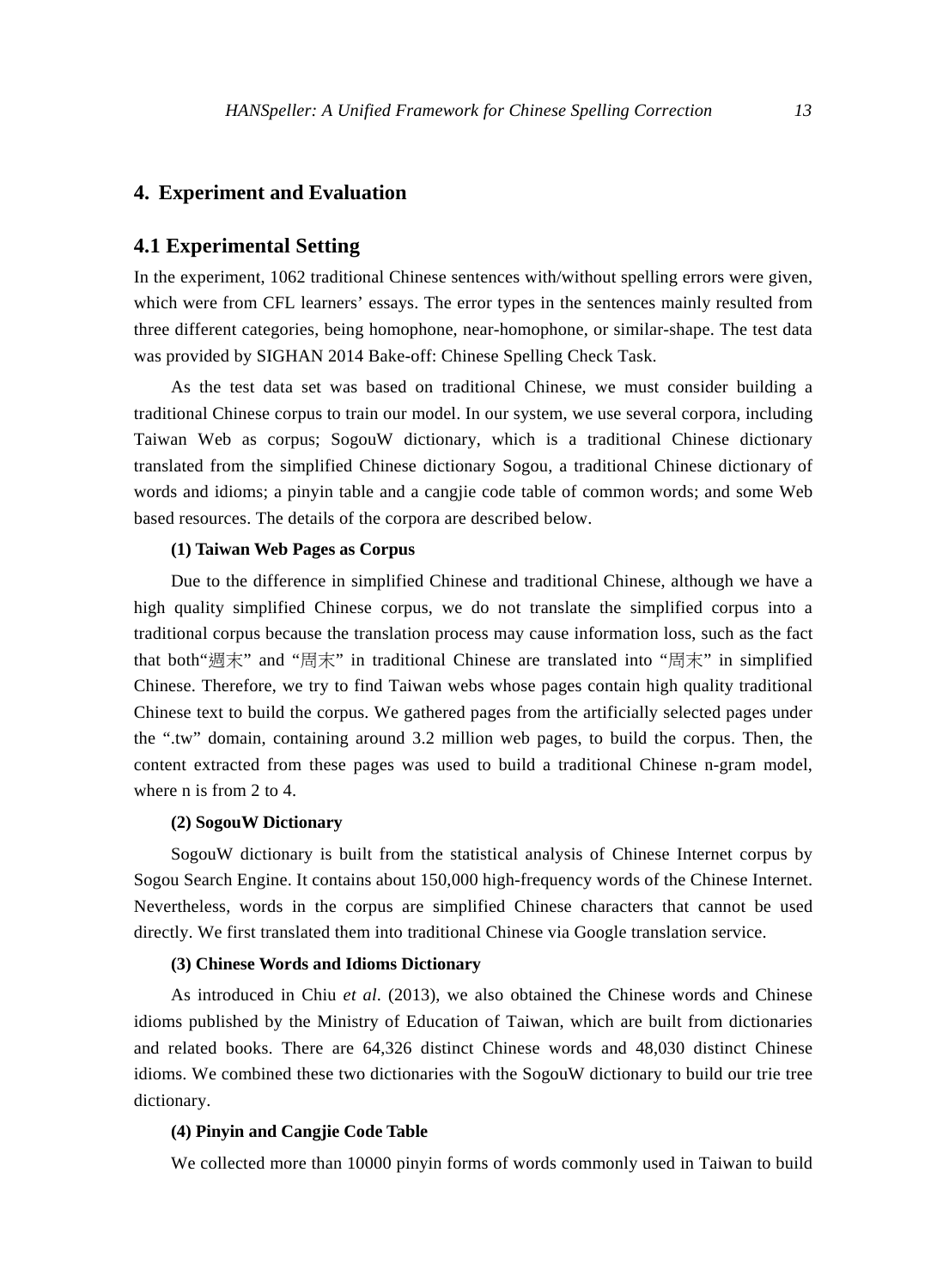# 4. Experiment and Evaluation

## 4.1 Experimental Setting

In the experiment, 1062 traditional Chinese sentences with/without spelling errors were given, which were from CFL learners' essays. The error types in the sentences mainly resulted from three different categories, being homophone, near-homophone, or similar-shape. The test data was provided by SIGHAN 2014 Bake-off: Chinese Spelling Check Task.

As the test data set was based on traditional Chinese, we must consider building a traditional Chinese corpus to train our model. In our system, we use several corpora, including Taiwan Web as corpus; SogouW dictionary, which is a traditional Chinese dictionary translated from the simplified Chinese dictionary Sogou, a traditional Chinese dictionary of words and idioms; a pinyin table and a cangjie code table of common words; and some Web based resources. The details of the corpora are described below.

**(1) Taiwan Web Pages as Corpus**

Due to the difference in simplified Chinese and traditional Chinese, although we have a high quality simplified Chinese corpus, we do not translate the simplified corpus into a traditional corpus because the translation process may cause information loss, such as the fact that both"週末" and "周末" in traditional Chinese are translated into "周末" in simplified Chinese. Therefore, we try to find Taiwan webs whose pages contain high quality traditional Chinese text to build the corpus. We gathered pages from the artificially selected pages under the ".tw" domain, containing around 3.2 million web pages, to build the corpus. Then, the content extracted from these pages was used to build a traditional Chinese n-gram model, where n is from 2 to 4.

**(2) SogouW Dictionary**

SogouW dictionary is built from the statistical analysis of Chinese Internet corpus by Sogou Search Engine. It contains about 150,000 high-frequency words of the Chinese Internet. Nevertheless, words in the corpus are simplified Chinese characters that cannot be used directly. We first translated them into traditional Chinese via Google translation service.

**(3) Chinese Words and Idioms Dictionary**

As introduced in Chiu *et al*. (2013), we also obtained the Chinese words and Chinese idioms published by the Ministry of Education of Taiwan, which are built from dictionaries and related books. There are 64,326 distinct Chinese words and 48,030 distinct Chinese idioms. We combined these two dictionaries with the SogouW dictionary to build our trie tree dictionary.

**(4) Pinyin and Cangjie Code Table**

We collected more than 10000 pinyin forms of words commonly used in Taiwan to build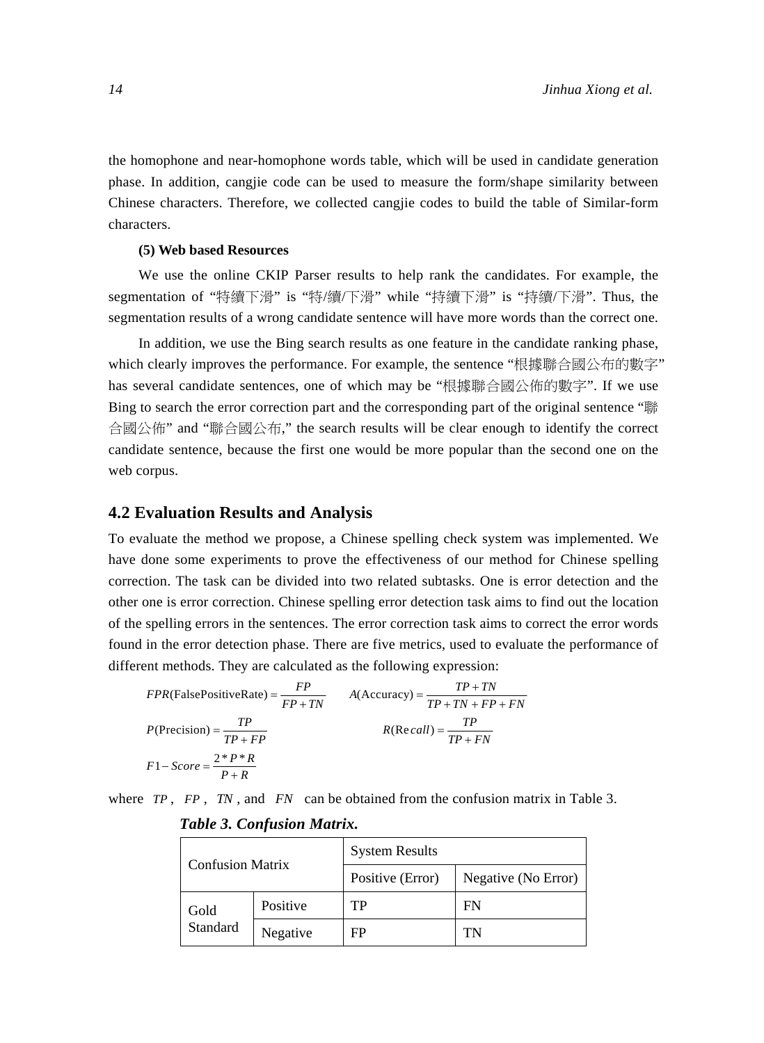the homophone and near-homophone words table, which will be used in candidate generation phase. In addition, cangjie code can be used to measure the form/shape similarity between Chinese characters. Therefore, we collected cangjie codes to build the table of Similar-form characters.

**(5) Web based Resources**

We use the online CKIP Parser results to help rank the candidates. For example, the segmentation of "特續下滑" is "特/續/下滑" while "持續下滑" is "持續/下滑". Thus, the segmentation results of a wrong candidate sentence will have more words than the correct one.

In addition, we use the Bing search results as one feature in the candidate ranking phase, which clearly improves the performance. For example, the sentence "根據聯合國公布的數字" has several candidate sentences, one of which may be "根據聯合國公佈的數字". If we use Bing to search the error correction part and the corresponding part of the original sentence "聯合國公佈" and "聯合國公布," the search results will be clear enough to identify the correct candidate sentence, because the first one would be more popular than the second one on the web corpus.

## 4.2 Evaluation Results and Analysis

To evaluate the method we propose, a Chinese spelling check system was implemented. We have done some experiments to prove the effectiveness of our method for Chinese spelling correction. The task can be divided into two related subtasks. One is error detection and the other one is error correction. Chinese spelling error detection task aims to find out the location of the spelling errors in the sentences. The error correction task aims to correct the error words found in the error detection phase. There are five metrics, used to evaluate the performance of different methods. They are calculated as the following expression:

$$FPR(\text{FalsePositiveRate}) = \frac{FP}{FP+TN} \qquad A(\text{Accuracy}) = \frac{TP+TN}{TP+TN+FP+FN}$$

$$P(\text{Precision}) = \frac{TP}{TP+FP} \qquad R(\text{Recall}) = \frac{TP}{TP+FN}$$

$$F1-Score = \frac{2*P*R}{P+R}$$

where $TP$, $FP$, $TN$, and $FN$ can be obtained from the confusion matrix in Table 3.

***Table 3. Confusion Matrix.***

| Confusion Matrix | | System Results | |
|---|---|---|---|
| | | Positive (Error) | Negative (No Error) |
| Gold Standard | Positive | TP | FN |
| | Negative | FP | TN |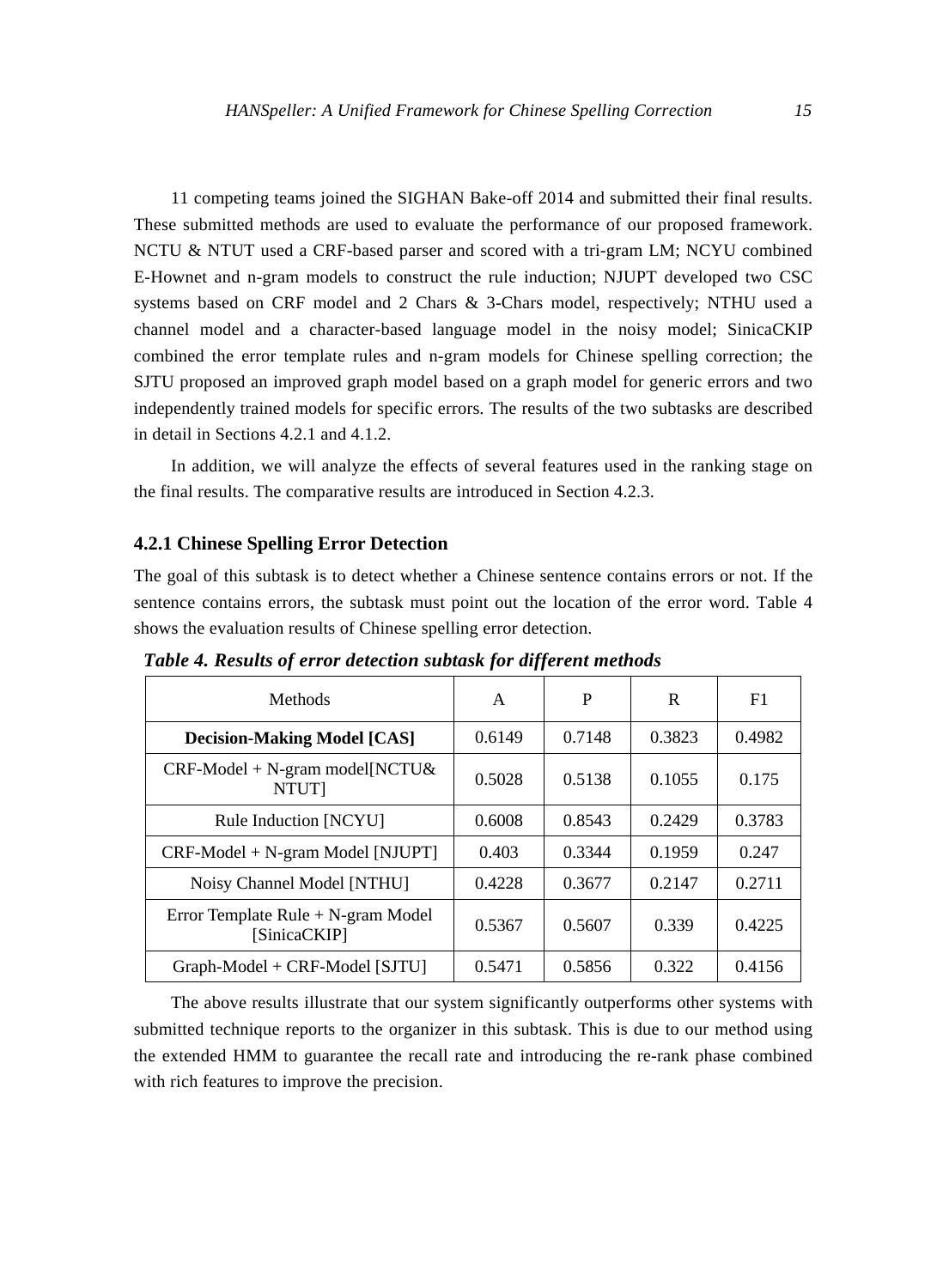11 competing teams joined the SIGHAN Bake-off 2014 and submitted their final results. These submitted methods are used to evaluate the performance of our proposed framework. NCTU & NTUT used a CRF-based parser and scored with a tri-gram LM; NCYU combined E-Hownet and n-gram models to construct the rule induction; NJUPT developed two CSC systems based on CRF model and 2 Chars & 3-Chars model, respectively; NTHU used a channel model and a character-based language model in the noisy model; SinicaCKIP combined the error template rules and n-gram models for Chinese spelling correction; the SJTU proposed an improved graph model based on a graph model for generic errors and two independently trained models for specific errors. The results of the two subtasks are described in detail in Sections 4.2.1 and 4.1.2.

In addition, we will analyze the effects of several features used in the ranking stage on the final results. The comparative results are introduced in Section 4.2.3.

### 4.2.1 Chinese Spelling Error Detection

The goal of this subtask is to detect whether a Chinese sentence contains errors or not. If the sentence contains errors, the subtask must point out the location of the error word. Table 4 shows the evaluation results of Chinese spelling error detection.

***Table 4. Results of error detection subtask for different methods***

| Methods | A | P | R | F1 |
|---|---|---|---|---|
| **Decision-Making Model [CAS]** | 0.6149 | 0.7148 | 0.3823 | 0.4982 |
| CRF-Model + N-gram model[NCTU& NTUT] | 0.5028 | 0.5138 | 0.1055 | 0.175 |
| Rule Induction [NCYU] | 0.6008 | 0.8543 | 0.2429 | 0.3783 |
| CRF-Model + N-gram Model [NJUPT] | 0.403 | 0.3344 | 0.1959 | 0.247 |
| Noisy Channel Model [NTHU] | 0.4228 | 0.3677 | 0.2147 | 0.2711 |
| Error Template Rule + N-gram Model [SinicaCKIP] | 0.5367 | 0.5607 | 0.339 | 0.4225 |
| Graph-Model + CRF-Model [SJTU] | 0.5471 | 0.5856 | 0.322 | 0.4156 |

The above results illustrate that our system significantly outperforms other systems with submitted technique reports to the organizer in this subtask. This is due to our method using the extended HMM to guarantee the recall rate and introducing the re-rank phase combined with rich features to improve the precision.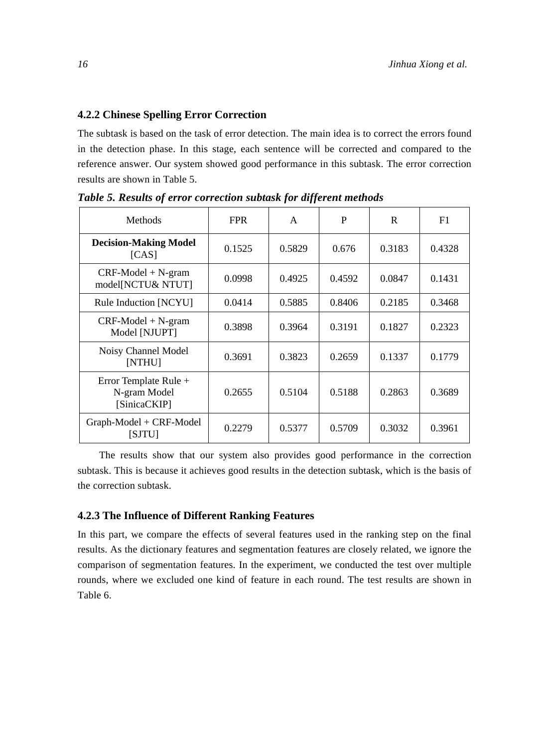### 4.2.2 Chinese Spelling Error Correction

The subtask is based on the task of error detection. The main idea is to correct the errors found in the detection phase. In this stage, each sentence will be corrected and compared to the reference answer. Our system showed good performance in this subtask. The error correction results are shown in Table 5.

***Table 5. Results of error correction subtask for different methods***

| Methods | FPR | A | P | R | F1 |
|---|---|---|---|---|---|
| **Decision-Making Model** [CAS] | 0.1525 | 0.5829 | 0.676 | 0.3183 | 0.4328 |
| CRF-Model + N-gram model[NCTU& NTUT] | 0.0998 | 0.4925 | 0.4592 | 0.0847 | 0.1431 |
| Rule Induction [NCYU] | 0.0414 | 0.5885 | 0.8406 | 0.2185 | 0.3468 |
| CRF-Model + N-gram Model [NJUPT] | 0.3898 | 0.3964 | 0.3191 | 0.1827 | 0.2323 |
| Noisy Channel Model [NTHU] | 0.3691 | 0.3823 | 0.2659 | 0.1337 | 0.1779 |
| Error Template Rule + N-gram Model [SinicaCKIP] | 0.2655 | 0.5104 | 0.5188 | 0.2863 | 0.3689 |
| Graph-Model + CRF-Model [SJTU] | 0.2279 | 0.5377 | 0.5709 | 0.3032 | 0.3961 |

The results show that our system also provides good performance in the correction subtask. This is because it achieves good results in the detection subtask, which is the basis of the correction subtask.

### 4.2.3 The Influence of Different Ranking Features

In this part, we compare the effects of several features used in the ranking step on the final results. As the dictionary features and segmentation features are closely related, we ignore the comparison of segmentation features. In the experiment, we conducted the test over multiple rounds, where we excluded one kind of feature in each round. The test results are shown in Table 6.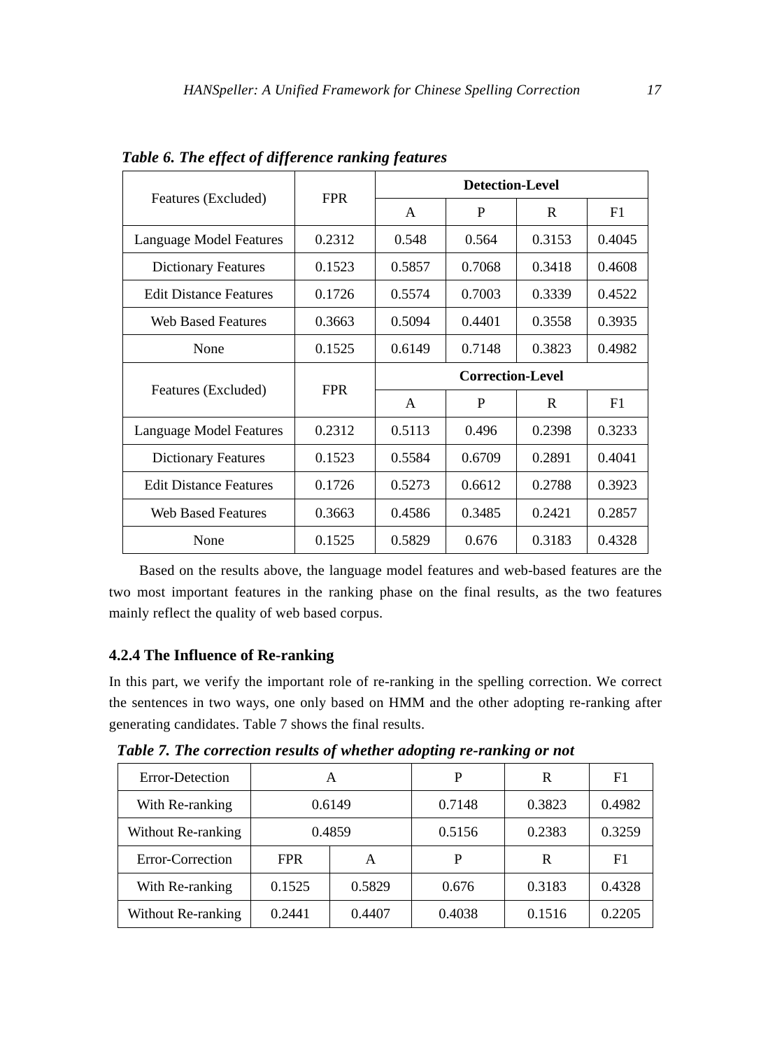*Table 6. The effect of difference ranking features*

| Features (Excluded) | FPR | Detection-Level | | | |
|---|---|---|---|---|---|
| | | A | P | R | F1 |
| Language Model Features | 0.2312 | 0.548 | 0.564 | 0.3153 | 0.4045 |
| Dictionary Features | 0.1523 | 0.5857 | 0.7068 | 0.3418 | 0.4608 |
| Edit Distance Features | 0.1726 | 0.5574 | 0.7003 | 0.3339 | 0.4522 |
| Web Based Features | 0.3663 | 0.5094 | 0.4401 | 0.3558 | 0.3935 |
| None | 0.1525 | 0.6149 | 0.7148 | 0.3823 | 0.4982 |
| **Features (Excluded)** | **FPR** | **Correction-Level** | | | |
| | | A | P | R | F1 |
| Language Model Features | 0.2312 | 0.5113 | 0.496 | 0.2398 | 0.3233 |
| Dictionary Features | 0.1523 | 0.5584 | 0.6709 | 0.2891 | 0.4041 |
| Edit Distance Features | 0.1726 | 0.5273 | 0.6612 | 0.2788 | 0.3923 |
| Web Based Features | 0.3663 | 0.4586 | 0.3485 | 0.2421 | 0.2857 |
| None | 0.1525 | 0.5829 | 0.676 | 0.3183 | 0.4328 |

Based on the results above, the language model features and web-based features are the two most important features in the ranking phase on the final results, as the two features mainly reflect the quality of web based corpus.

### 4.2.4 The Influence of Re-ranking

In this part, we verify the important role of re-ranking in the spelling correction. We correct the sentences in two ways, one only based on HMM and the other adopting re-ranking after generating candidates. Table 7 shows the final results.

*Table 7. The correction results of whether adopting re-ranking or not*

| Error-Detection | A | | P | R | F1 |
|---|---|---|---|---|---|
| With Re-ranking | 0.6149 | | 0.7148 | 0.3823 | 0.4982 |
| Without Re-ranking | 0.4859 | | 0.5156 | 0.2383 | 0.3259 |
| **Error-Correction** | **FPR** | **A** | **P** | **R** | **F1** |
| With Re-ranking | 0.1525 | 0.5829 | 0.676 | 0.3183 | 0.4328 |
| Without Re-ranking | 0.2441 | 0.4407 | 0.4038 | 0.1516 | 0.2205 |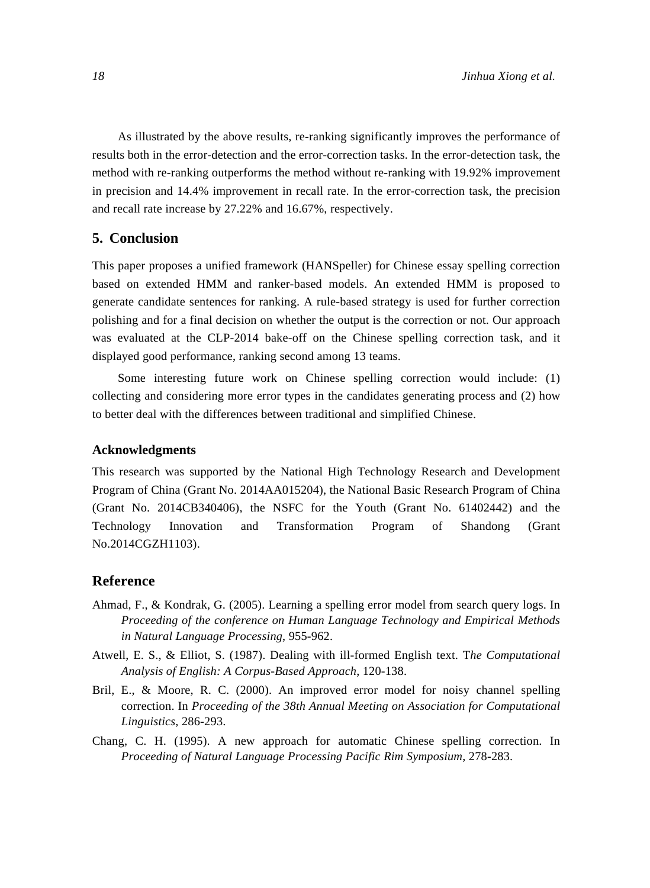As illustrated by the above results, re-ranking significantly improves the performance of results both in the error-detection and the error-correction tasks. In the error-detection task, the method with re-ranking outperforms the method without re-ranking with 19.92% improvement in precision and 14.4% improvement in recall rate. In the error-correction task, the precision and recall rate increase by 27.22% and 16.67%, respectively.

## 5. Conclusion

This paper proposes a unified framework (HANSpeller) for Chinese essay spelling correction based on extended HMM and ranker-based models. An extended HMM is proposed to generate candidate sentences for ranking. A rule-based strategy is used for further correction polishing and for a final decision on whether the output is the correction or not. Our approach was evaluated at the CLP-2014 bake-off on the Chinese spelling correction task, and it displayed good performance, ranking second among 13 teams.

Some interesting future work on Chinese spelling correction would include: (1) collecting and considering more error types in the candidates generating process and (2) how to better deal with the differences between traditional and simplified Chinese.

### Acknowledgments

This research was supported by the National High Technology Research and Development Program of China (Grant No. 2014AA015204), the National Basic Research Program of China (Grant No. 2014CB340406), the NSFC for the Youth (Grant No. 61402442) and the Technology Innovation and Transformation Program of Shandong (Grant No.2014CGZH1103).

## Reference

Ahmad, F., & Kondrak, G. (2005). Learning a spelling error model from search query logs. In *Proceeding of the conference on Human Language Technology and Empirical Methods in Natural Language Processing*, 955-962.

Atwell, E. S., & Elliot, S. (1987). Dealing with ill-formed English text. T*he Computational Analysis of English: A Corpus-Based Approach*, 120-138.

Bril, E., & Moore, R. C. (2000). An improved error model for noisy channel spelling correction. In *Proceeding of the 38th Annual Meeting on Association for Computational Linguistics*, 286-293.

Chang, C. H. (1995). A new approach for automatic Chinese spelling correction. In *Proceeding of Natural Language Processing Pacific Rim Symposium*, 278-283.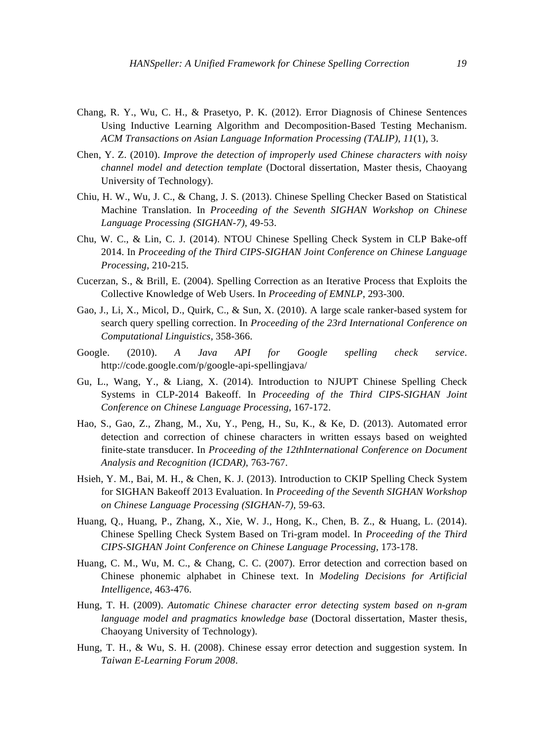Chang, R. Y., Wu, C. H., & Prasetyo, P. K. (2012). Error Diagnosis of Chinese Sentences Using Inductive Learning Algorithm and Decomposition-Based Testing Mechanism. *ACM Transactions on Asian Language Information Processing (TALIP)*, *11*(1), 3.

Chen, Y. Z. (2010). *Improve the detection of improperly used Chinese characters with noisy channel model and detection template* (Doctoral dissertation, Master thesis, Chaoyang University of Technology).

Chiu, H. W., Wu, J. C., & Chang, J. S. (2013). Chinese Spelling Checker Based on Statistical Machine Translation. In *Proceeding of the Seventh SIGHAN Workshop on Chinese Language Processing (SIGHAN-7)*, 49-53.

Chu, W. C., & Lin, C. J. (2014). NTOU Chinese Spelling Check System in CLP Bake-off 2014. In *Proceeding of the Third CIPS-SIGHAN Joint Conference on Chinese Language Processing*, 210-215.

Cucerzan, S., & Brill, E. (2004). Spelling Correction as an Iterative Process that Exploits the Collective Knowledge of Web Users. In *Proceeding of EMNLP*, 293-300.

Gao, J., Li, X., Micol, D., Quirk, C., & Sun, X. (2010). A large scale ranker-based system for search query spelling correction. In *Proceeding of the 23rd International Conference on Computational Linguistics*, 358-366.

Google. (2010). *A Java API for Google spelling check service*. http://code.google.com/p/google-api-spellingjava/

Gu, L., Wang, Y., & Liang, X. (2014). Introduction to NJUPT Chinese Spelling Check Systems in CLP-2014 Bakeoff. In *Proceeding of the Third CIPS-SIGHAN Joint Conference on Chinese Language Processing*, 167-172.

Hao, S., Gao, Z., Zhang, M., Xu, Y., Peng, H., Su, K., & Ke, D. (2013). Automated error detection and correction of chinese characters in written essays based on weighted finite-state transducer. In *Proceeding of the 12thInternational Conference on Document Analysis and Recognition (ICDAR)*, 763-767.

Hsieh, Y. M., Bai, M. H., & Chen, K. J. (2013). Introduction to CKIP Spelling Check System for SIGHAN Bakeoff 2013 Evaluation. In *Proceeding of the Seventh SIGHAN Workshop on Chinese Language Processing (SIGHAN-7)*, 59-63.

Huang, Q., Huang, P., Zhang, X., Xie, W. J., Hong, K., Chen, B. Z., & Huang, L. (2014). Chinese Spelling Check System Based on Tri-gram model. In *Proceeding of the Third CIPS-SIGHAN Joint Conference on Chinese Language Processing*, 173-178.

Huang, C. M., Wu, M. C., & Chang, C. C. (2007). Error detection and correction based on Chinese phonemic alphabet in Chinese text. In *Modeling Decisions for Artificial Intelligence*, 463-476.

Hung, T. H. (2009). *Automatic Chinese character error detecting system based on n-gram language model and pragmatics knowledge base* (Doctoral dissertation, Master thesis, Chaoyang University of Technology).

Hung, T. H., & Wu, S. H. (2008). Chinese essay error detection and suggestion system. In *Taiwan E-Learning Forum 2008*.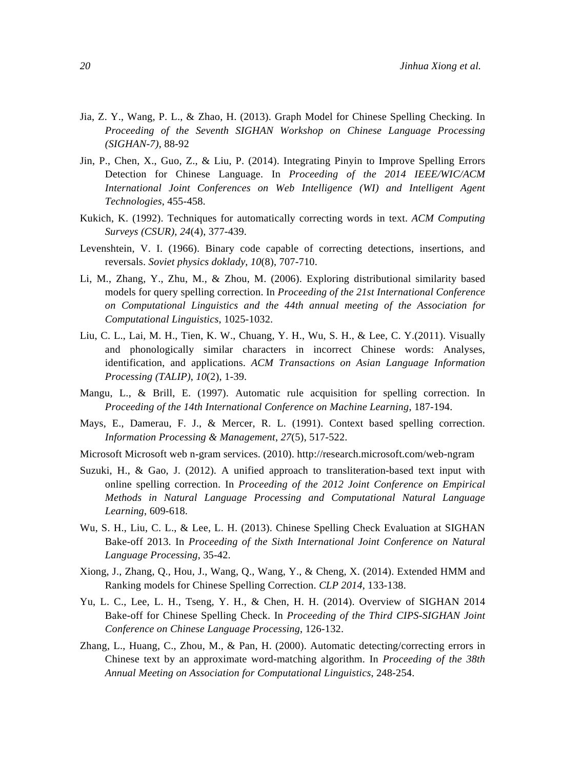Jia, Z. Y., Wang, P. L., & Zhao, H. (2013). Graph Model for Chinese Spelling Checking. In *Proceeding of the Seventh SIGHAN Workshop on Chinese Language Processing (SIGHAN-7)*, 88-92

Jin, P., Chen, X., Guo, Z., & Liu, P. (2014). Integrating Pinyin to Improve Spelling Errors Detection for Chinese Language. In *Proceeding of the 2014 IEEE/WIC/ACM International Joint Conferences on Web Intelligence (WI) and Intelligent Agent Technologies*, 455-458.

Kukich, K. (1992). Techniques for automatically correcting words in text. *ACM Computing Surveys (CSUR)*, *24*(4), 377-439.

Levenshtein, V. I. (1966). Binary code capable of correcting detections, insertions, and reversals. *Soviet physics doklady*, *10*(8), 707-710.

Li, M., Zhang, Y., Zhu, M., & Zhou, M. (2006). Exploring distributional similarity based models for query spelling correction. In *Proceeding of the 21st International Conference on Computational Linguistics and the 44th annual meeting of the Association for Computational Linguistics*, 1025-1032.

Liu, C. L., Lai, M. H., Tien, K. W., Chuang, Y. H., Wu, S. H., & Lee, C. Y.(2011). Visually and phonologically similar characters in incorrect Chinese words: Analyses, identification, and applications. *ACM Transactions on Asian Language Information Processing (TALIP)*, *10*(2), 1-39.

Mangu, L., & Brill, E. (1997). Automatic rule acquisition for spelling correction. In *Proceeding of the 14th International Conference on Machine Learning*, 187-194.

Mays, E., Damerau, F. J., & Mercer, R. L. (1991). Context based spelling correction. *Information Processing & Management*, *27*(5), 517-522.

Microsoft Microsoft web n-gram services. (2010). http://research.microsoft.com/web-ngram

Suzuki, H., & Gao, J. (2012). A unified approach to transliteration-based text input with online spelling correction. In *Proceeding of the 2012 Joint Conference on Empirical Methods in Natural Language Processing and Computational Natural Language Learning*, 609-618.

Wu, S. H., Liu, C. L., & Lee, L. H. (2013). Chinese Spelling Check Evaluation at SIGHAN Bake-off 2013. In *Proceeding of the Sixth International Joint Conference on Natural Language Processing*, 35-42.

Xiong, J., Zhang, Q., Hou, J., Wang, Q., Wang, Y., & Cheng, X. (2014). Extended HMM and Ranking models for Chinese Spelling Correction. *CLP 2014*, 133-138.

Yu, L. C., Lee, L. H., Tseng, Y. H., & Chen, H. H. (2014). Overview of SIGHAN 2014 Bake-off for Chinese Spelling Check. In *Proceeding of the Third CIPS-SIGHAN Joint Conference on Chinese Language Processing*, 126-132.

Zhang, L., Huang, C., Zhou, M., & Pan, H. (2000). Automatic detecting/correcting errors in Chinese text by an approximate word-matching algorithm. In *Proceeding of the 38th Annual Meeting on Association for Computational Linguistics*, 248-254.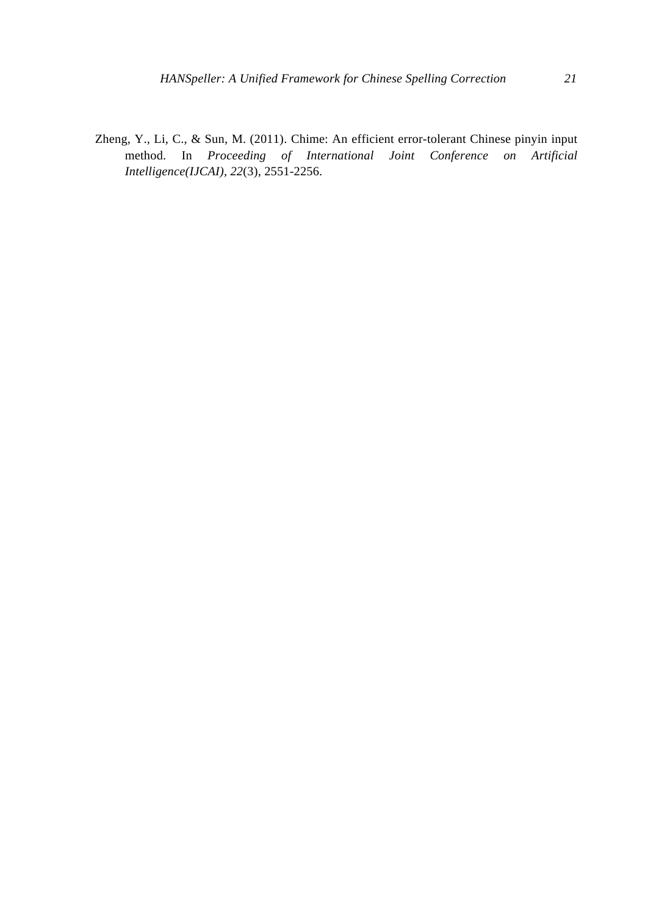Zheng, Y., Li, C., & Sun, M. (2011). Chime: An efficient error-tolerant Chinese pinyin input method. In *Proceeding of International Joint Conference on Artificial Intelligence(IJCAI)*, *22*(3), 2551-2256.